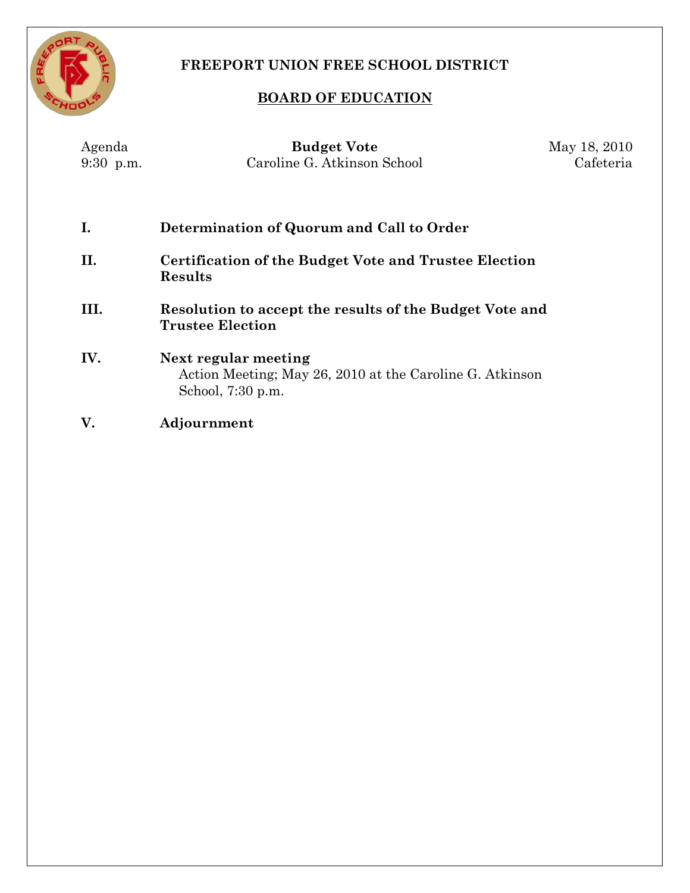# FREEPORT UNION FREE SCHOOL DISTRICT

## BOARD OF EDUCATION

| Agenda | **Budget Vote** | May 18, 2010 |
|---|---|---|
| 9:30 p.m. | Caroline G. Atkinson School | Cafeteria |

**I.** **Determination of Quorum and Call to Order**

**II.** **Certification of the Budget Vote and Trustee Election Results**

**III.** **Resolution to accept the results of the Budget Vote and Trustee Election**

**IV.** **Next regular meeting**
Action Meeting; May 26, 2010 at the Caroline G. Atkinson School, 7:30 p.m.

**V.** **Adjournment**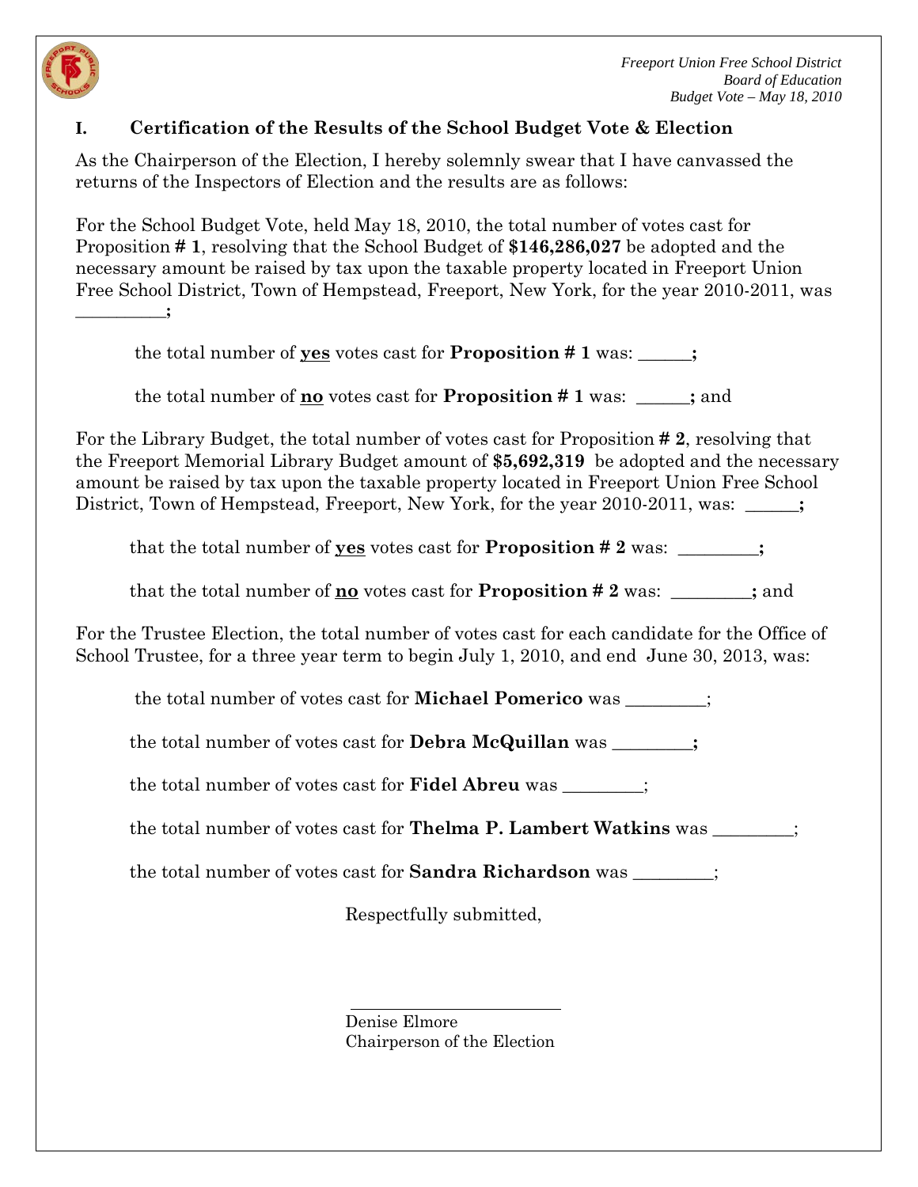## I. Certification of the Results of the School Budget Vote & Election

As the Chairperson of the Election, I hereby solemnly swear that I have canvassed the returns of the Inspectors of Election and the results are as follows:

For the School Budget Vote, held May 18, 2010, the total number of votes cast for Proposition **# 1**, resolving that the School Budget of **$146,286,027** be adopted and the necessary amount be raised by tax upon the taxable property located in Freeport Union Free School District, Town of Hempstead, Freeport, New York, for the year 2010-2011, was __________**;**

the total number of **<u>yes</u>** votes cast for **Proposition # 1** was: ______**;**

the total number of **<u>no</u>** votes cast for **Proposition # 1** was: ______**;** and

For the Library Budget, the total number of votes cast for Proposition **# 2**, resolving that the Freeport Memorial Library Budget amount of **$5,692,319** be adopted and the necessary amount be raised by tax upon the taxable property located in Freeport Union Free School District, Town of Hempstead, Freeport, New York, for the year 2010-2011, was: ______**;**

that the total number of **<u>yes</u>** votes cast for **Proposition # 2** was: _________**;**

that the total number of **<u>no</u>** votes cast for **Proposition # 2** was: _________**;** and

For the Trustee Election, the total number of votes cast for each candidate for the Office of School Trustee, for a three year term to begin July 1, 2010, and end June 30, 2013, was:

the total number of votes cast for **Michael Pomerico** was _________;

the total number of votes cast for **Debra McQuillan** was _________**;**

the total number of votes cast for **Fidel Abreu** was _________;

the total number of votes cast for **Thelma P. Lambert Watkins** was _________;

the total number of votes cast for **Sandra Richardson** was _________;

Respectfully submitted,

___________________________

Denise Elmore
Chairperson of the Election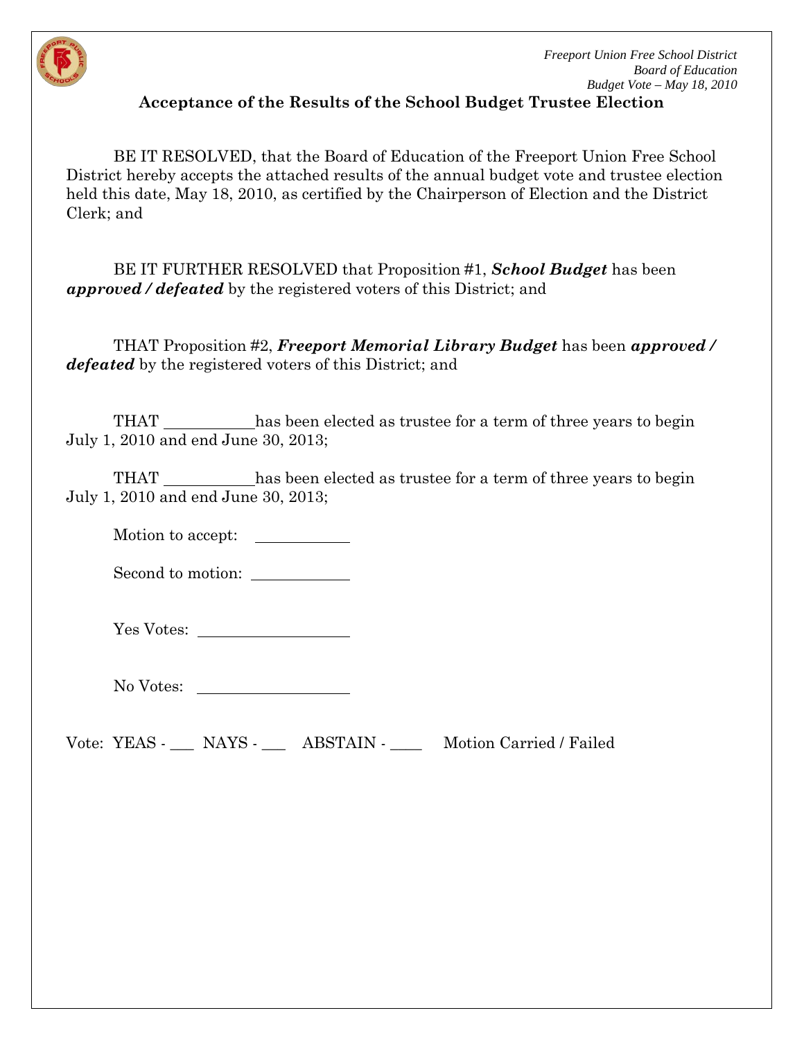*Freeport Union Free School District*
*Board of Education*
*Budget Vote – May 18, 2010*

**Acceptance of the Results of the School Budget Trustee Election**

BE IT RESOLVED, that the Board of Education of the Freeport Union Free School District hereby accepts the attached results of the annual budget vote and trustee election held this date, May 18, 2010, as certified by the Chairperson of Election and the District Clerk; and

BE IT FURTHER RESOLVED that Proposition #1, ***School Budget*** has been ***approved / defeated*** by the registered voters of this District; and

THAT Proposition #2, ***Freeport Memorial Library Budget*** has been ***approved / defeated*** by the registered voters of this District; and

THAT ___________has been elected as trustee for a term of three years to begin July 1, 2010 and end June 30, 2013;

THAT ___________has been elected as trustee for a term of three years to begin July 1, 2010 and end June 30, 2013;

Motion to accept: ___________

Second to motion: ___________

Yes Votes: __________________

No Votes: __________________

Vote: YEAS - ___ NAYS - ___ ABSTAIN - ____ Motion Carried / Failed